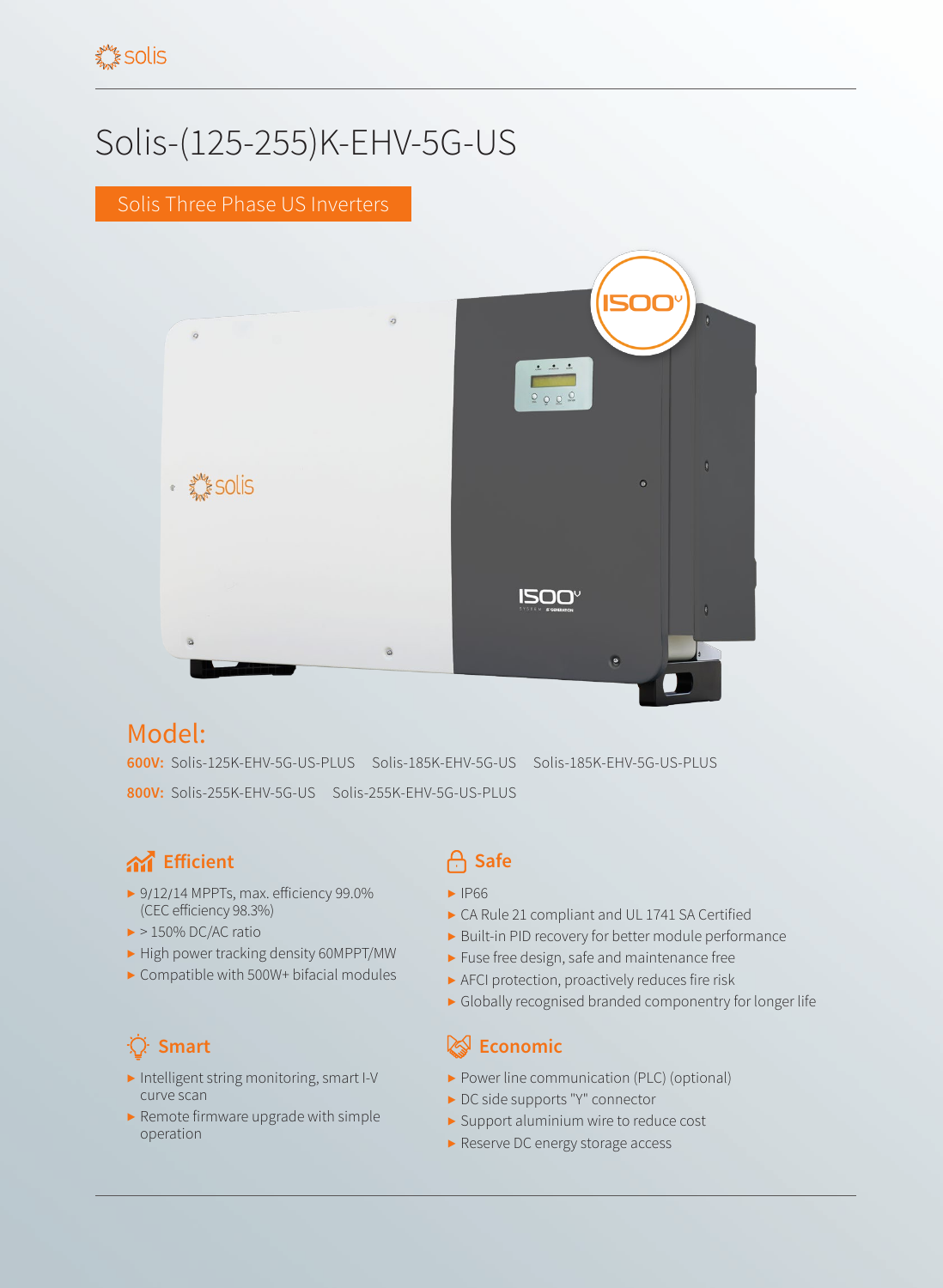# Solis-(125-255)K-EHV-5G-US

Solis Three Phase US Inverters

## Model:

**600V:** Solis-125K-EHV-5G-US-PLUS Solis-185K-EHV-5G-US Solis-185K-EHV-5G-US-PLUS

**800V:** Solis-255K-EHV-5G-US Solis-255K-EHV-5G-US-PLUS

### Efficient

- 9/12/14 MPPTs, max. efficiency 99.0% (CEC efficiency 98.3%)
- > 150% DC/AC ratio
- High power tracking density 60MPPT/MW
- Compatible with 500W+ bifacial modules

### Safe

- IP66
- CA Rule 21 compliant and UL 1741 SA Certified
- Built-in PID recovery for better module performance
- Fuse free design, safe and maintenance free
- AFCI protection, proactively reduces fire risk
- Globally recognised branded componentry for longer life

### Smart

- Intelligent string monitoring, smart I-V curve scan
- Remote firmware upgrade with simple operation

### Economic

- Power line communication (PLC) (optional)
- DC side supports "Y" connector
- Support aluminium wire to reduce cost
- Reserve DC energy storage access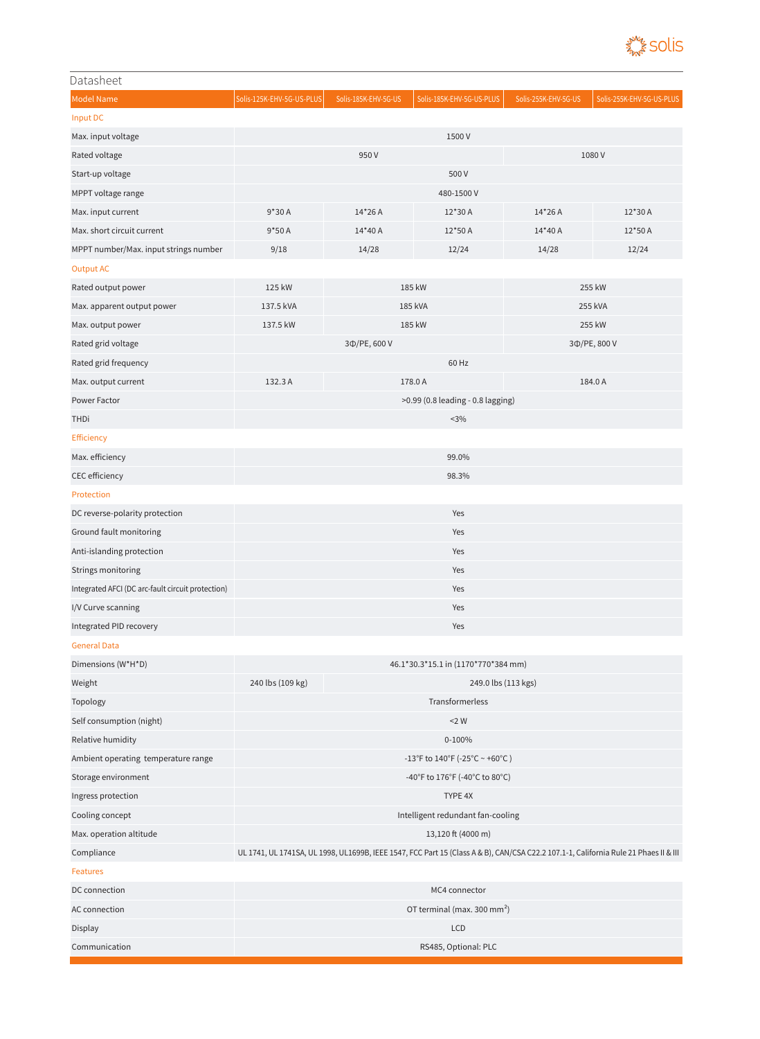## Datasheet

| Model Name | Solis-125K-EHV-5G-US-PLUS | Solis-185K-EHV-5G-US | Solis-185K-EHV-5G-US-PLUS | Solis-255K-EHV-5G-US | Solis-255K-EHV-5G-US-PLUS |
|---|---|---|---|---|---|
| **Input DC** | | | | | |
| Max. input voltage | 1500 V | | | | |
| Rated voltage | 950 V | | | 1080 V | |
| Start-up voltage | 500 V | | | | |
| MPPT voltage range | 480-1500 V | | | | |
| Max. input current | 9*30 A | 14*26 A | 12*30 A | 14*26 A | 12*30 A |
| Max. short circuit current | 9*50 A | 14*40 A | 12*50 A | 14*40 A | 12*50 A |
| MPPT number/Max. input strings number | 9/18 | 14/28 | 12/24 | 14/28 | 12/24 |
| **Output AC** | | | | | |
| Rated output power | 125 kW | 185 kW | | 255 kW | |
| Max. apparent output power | 137.5 kVA | 185 kVA | | 255 kVA | |
| Max. output power | 137.5 kW | 185 kW | | 255 kW | |
| Rated grid voltage | 3Φ/PE, 600 V | | | 3Φ/PE, 800 V | |
| Rated grid frequency | 60 Hz | | | | |
| Max. output current | 132.3 A | 178.0 A | | 184.0 A | |
| Power Factor | >0.99 (0.8 leading - 0.8 lagging) | | | | |
| THDi | <3% | | | | |
| **Efficiency** | | | | | |
| Max. efficiency | 99.0% | | | | |
| CEC efficiency | 98.3% | | | | |
| **Protection** | | | | | |
| DC reverse-polarity protection | Yes | | | | |
| Ground fault monitoring | Yes | | | | |
| Anti-islanding protection | Yes | | | | |
| Strings monitoring | Yes | | | | |
| Integrated AFCI (DC arc-fault circuit protection) | Yes | | | | |
| I/V Curve scanning | Yes | | | | |
| Integrated PID recovery | Yes | | | | |
| **General Data** | | | | | |
| Dimensions (W*H*D) | 46.1*30.3*15.1 in (1170*770*384 mm) | | | | |
| Weight | 240 lbs (109 kg) | 249.0 lbs (113 kgs) | | | |
| Topology | Transformerless | | | | |
| Self consumption (night) | <2 W | | | | |
| Relative humidity | 0-100% | | | | |
| Ambient operating temperature range | -13°F to 140°F (-25°C ~ +60°C ) | | | | |
| Storage environment | -40°F to 176°F (-40°C to 80°C) | | | | |
| Ingress protection | TYPE 4X | | | | |
| Cooling concept | Intelligent redundant fan-cooling | | | | |
| Max. operation altitude | 13,120 ft (4000 m) | | | | |
| Compliance | UL 1741, UL 1741SA, UL 1998, UL1699B, IEEE 1547, FCC Part 15 (Class A & B), CAN/CSA C22.2 107.1-1, California Rule 21 Phaes II & III | | | | |
| **Features** | | | | | |
| DC connection | MC4 connector | | | | |
| AC connection | OT terminal (max. 300 mm²) | | | | |
| Display | LCD | | | | |
| Communication | RS485, Optional: PLC | | | | |